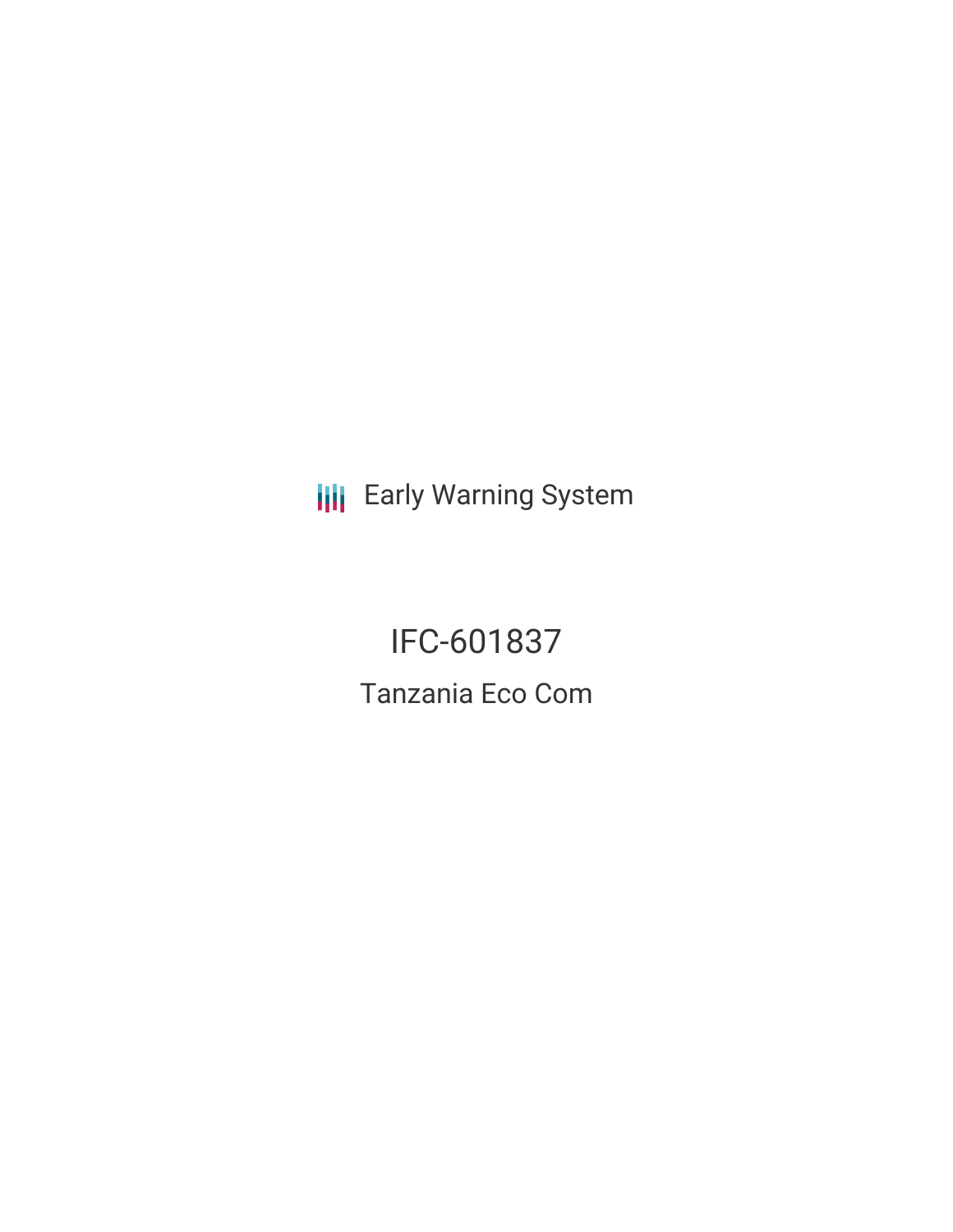Early Warning System

# IFC-601837

## Tanzania Eco Com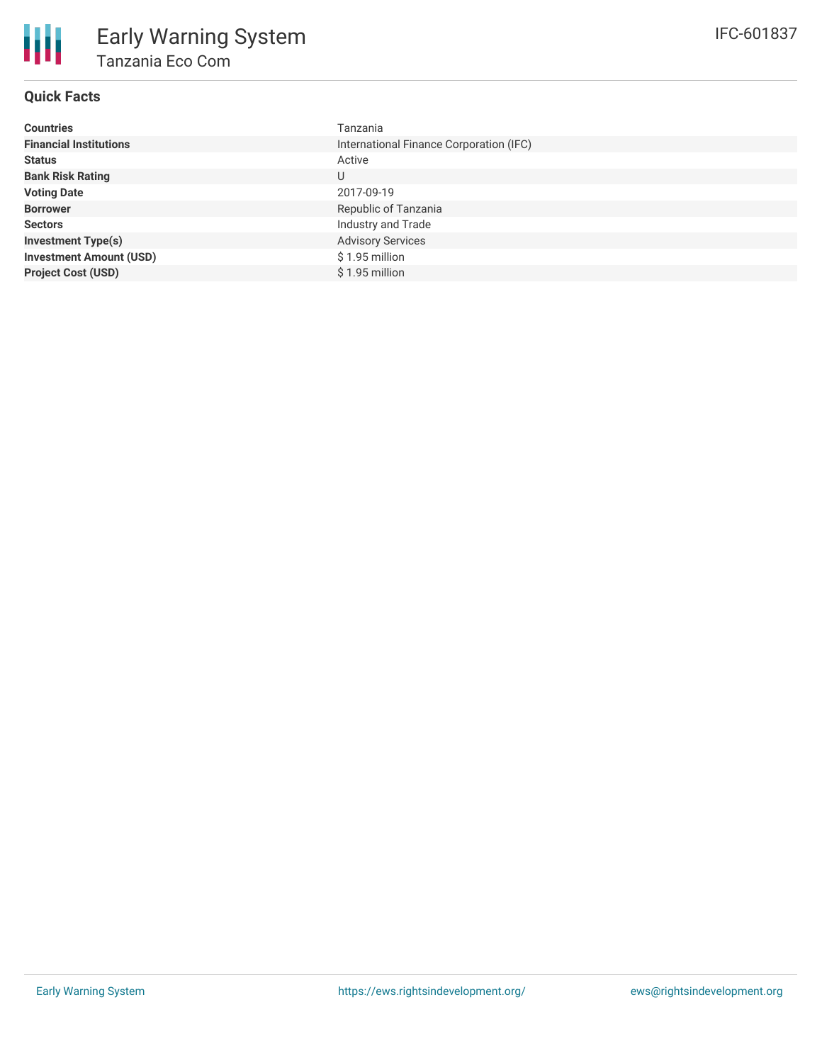# Early Warning System

## Tanzania Eco Com

IFC-601837

### Quick Facts

| | |
|---|---|
| **Countries** | Tanzania |
| **Financial Institutions** | International Finance Corporation (IFC) |
| **Status** | Active |
| **Bank Risk Rating** | U |
| **Voting Date** | 2017-09-19 |
| **Borrower** | Republic of Tanzania |
| **Sectors** | Industry and Trade |
| **Investment Type(s)** | Advisory Services |
| **Investment Amount (USD)** | $ 1.95 million |
| **Project Cost (USD)** | $ 1.95 million |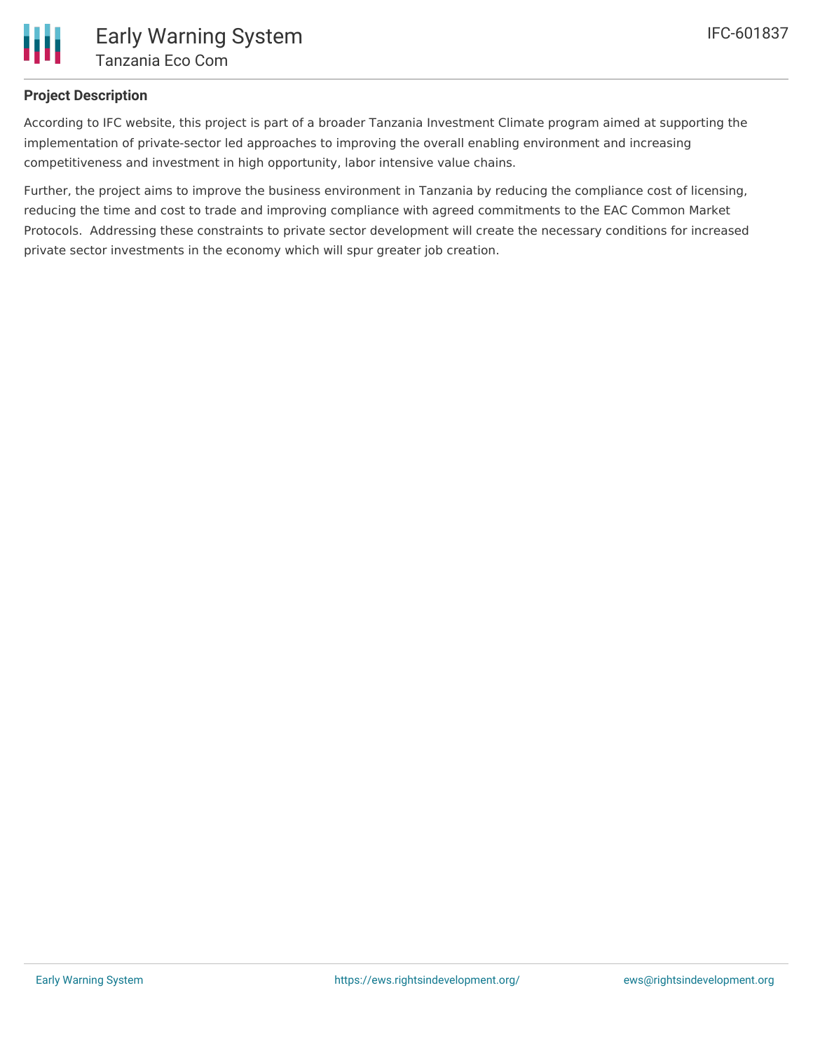## Project Description

According to IFC website, this project is part of a broader Tanzania Investment Climate program aimed at supporting the implementation of private-sector led approaches to improving the overall enabling environment and increasing competitiveness and investment in high opportunity, labor intensive value chains.

Further, the project aims to improve the business environment in Tanzania by reducing the compliance cost of licensing, reducing the time and cost to trade and improving compliance with agreed commitments to the EAC Common Market Protocols. Addressing these constraints to private sector development will create the necessary conditions for increased private sector investments in the economy which will spur greater job creation.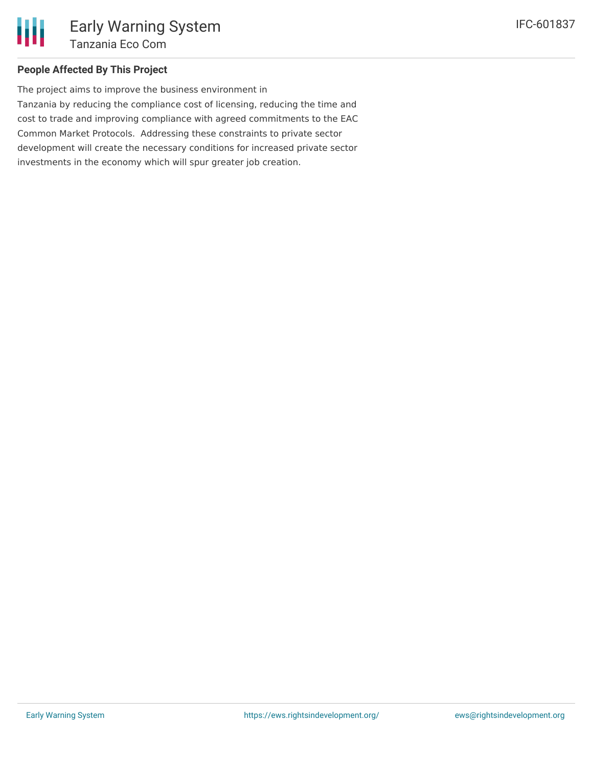### People Affected By This Project

The project aims to improve the business environment in Tanzania by reducing the compliance cost of licensing, reducing the time and cost to trade and improving compliance with agreed commitments to the EAC Common Market Protocols. Addressing these constraints to private sector development will create the necessary conditions for increased private sector investments in the economy which will spur greater job creation.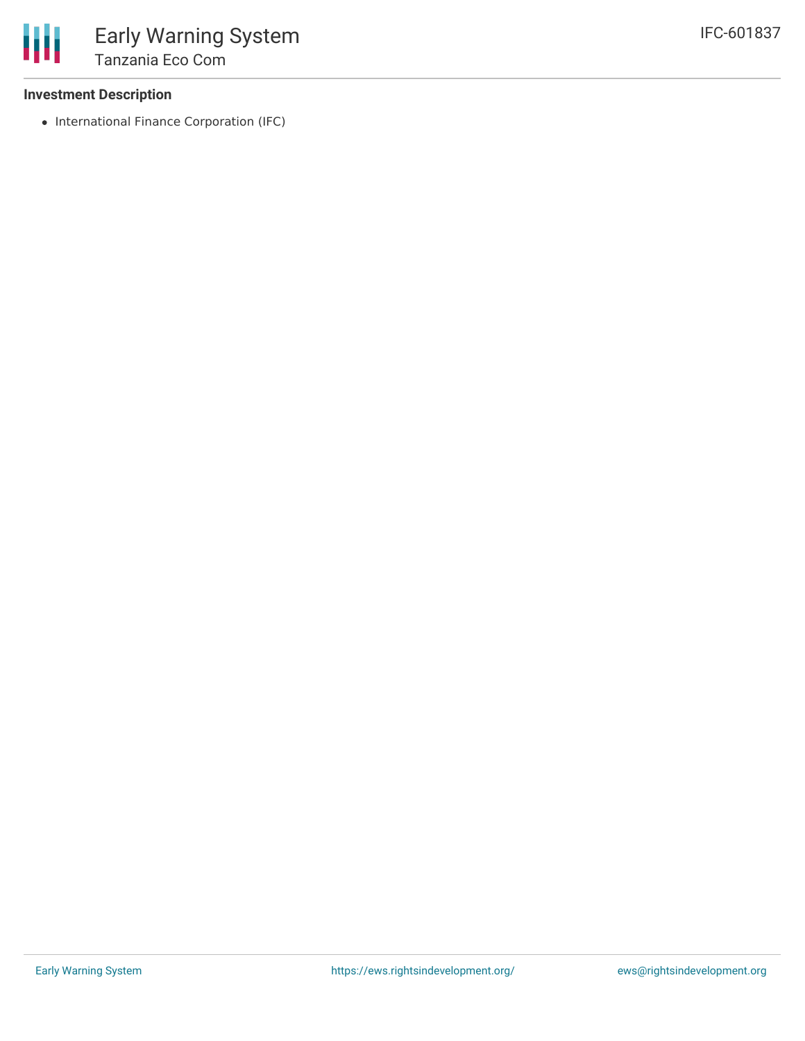### Investment Description

- International Finance Corporation (IFC)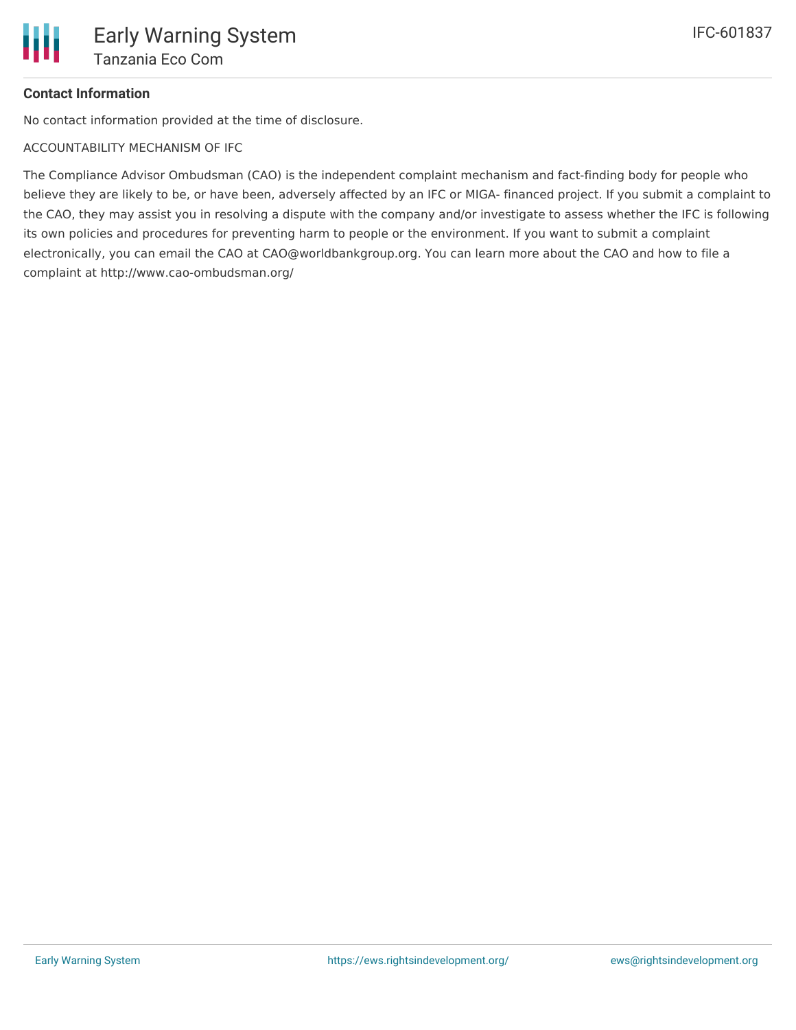**Contact Information**

No contact information provided at the time of disclosure.

ACCOUNTABILITY MECHANISM OF IFC

The Compliance Advisor Ombudsman (CAO) is the independent complaint mechanism and fact-finding body for people who believe they are likely to be, or have been, adversely affected by an IFC or MIGA- financed project. If you submit a complaint to the CAO, they may assist you in resolving a dispute with the company and/or investigate to assess whether the IFC is following its own policies and procedures for preventing harm to people or the environment. If you want to submit a complaint electronically, you can email the CAO at CAO@worldbankgroup.org. You can learn more about the CAO and how to file a complaint at http://www.cao-ombudsman.org/